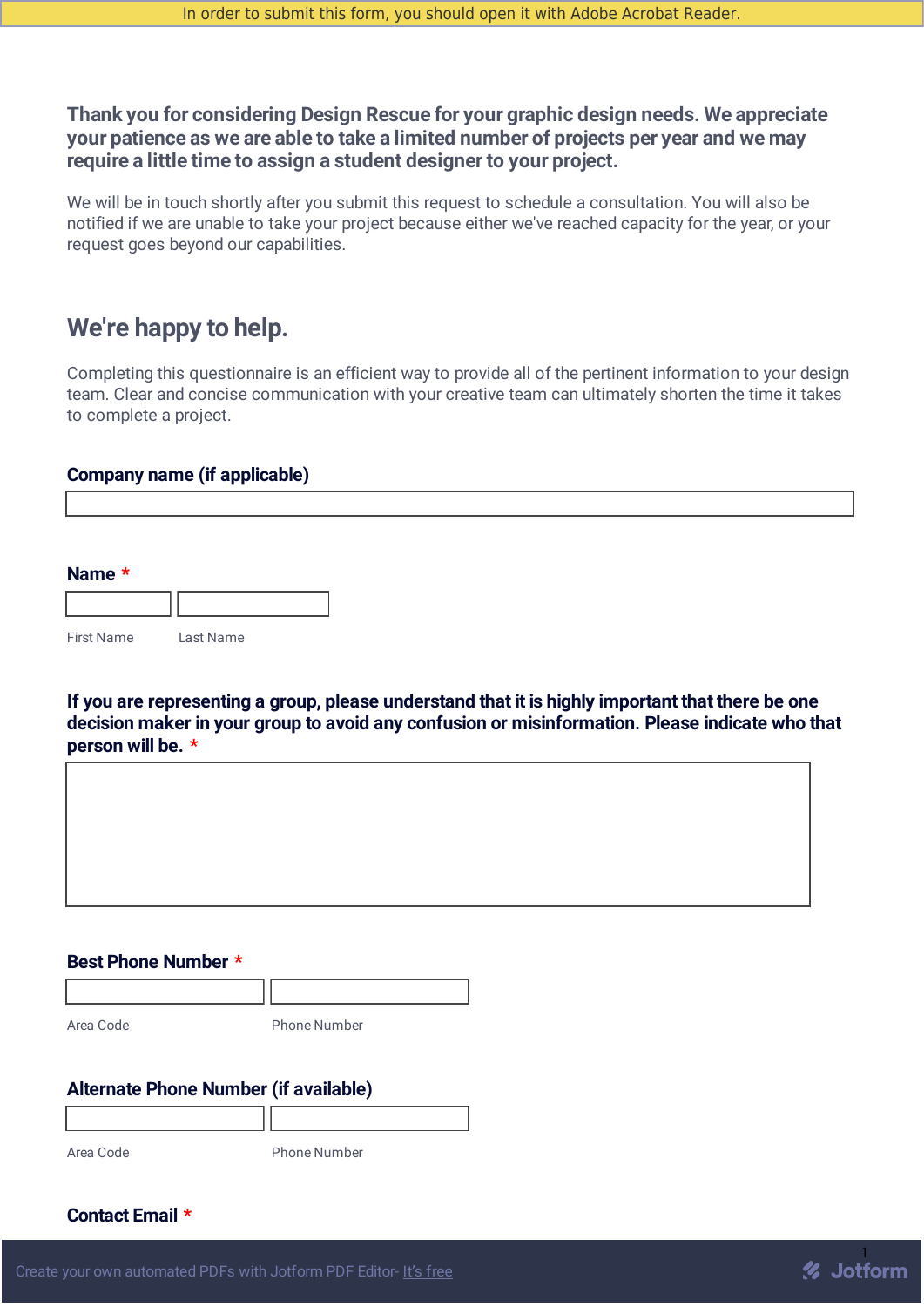In order to submit this form, you should open it with Adobe Acrobat Reader.

**Thank you for considering Design Rescue for your graphic design needs. We appreciate your patience as we are able to take a limited number of projects per year and we may require a little time to assign a student designer to your project.**

We will be in touch shortly after you submit this request to schedule a consultation. You will also be notified if we are unable to take your project because either we've reached capacity for the year, or your request goes beyond our capabilities.

## We're happy to help.

Completing this questionnaire is an efficient way to provide all of the pertinent information to your design team. Clear and concise communication with your creative team can ultimately shorten the time it takes to complete a project.

**Company name (if applicable)**

**Name** *

First Name

Last Name

**If you are representing a group, please understand that it is highly important that there be one decision maker in your group to avoid any confusion or misinformation. Please indicate who that person will be.** *

**Best Phone Number** *

Area Code

Phone Number

**Alternate Phone Number (if available)**

Area Code

Phone Number

**Contact Email** *

Create your own automated PDFs with Jotform PDF Editor- It's free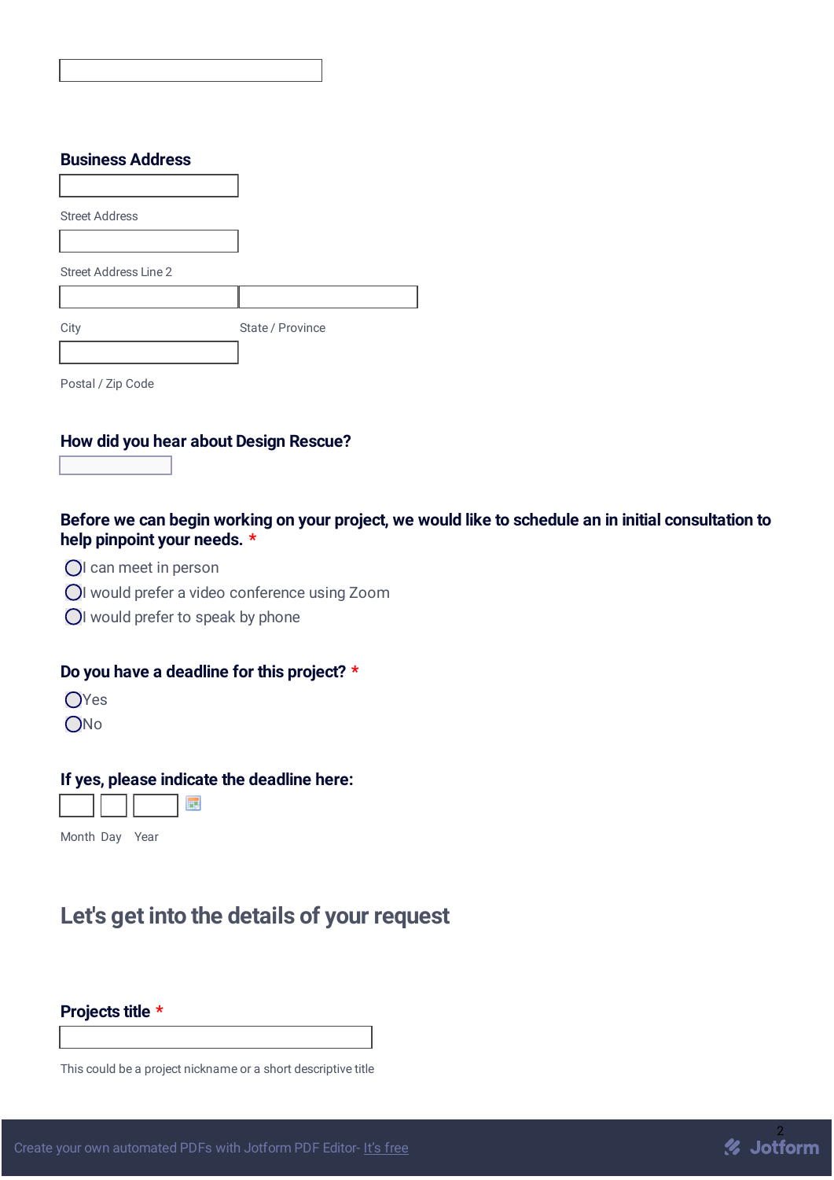### Business Address

Street Address

Street Address Line 2

City

State / Province

Postal / Zip Code

### How did you hear about Design Rescue?

### Before we can begin working on your project, we would like to schedule an in initial consultation to help pinpoint your needs. *

- ◯ I can meet in person
- ◯ I would prefer a video conference using Zoom
- ◯ I would prefer to speak by phone

### Do you have a deadline for this project? *

- ◯ Yes
- ◯ No

### If yes, please indicate the deadline here:

Month Day Year

## Let's get into the details of your request

### Projects title *

This could be a project nickname or a short descriptive title

Create your own automated PDFs with Jotform PDF Editor- It's free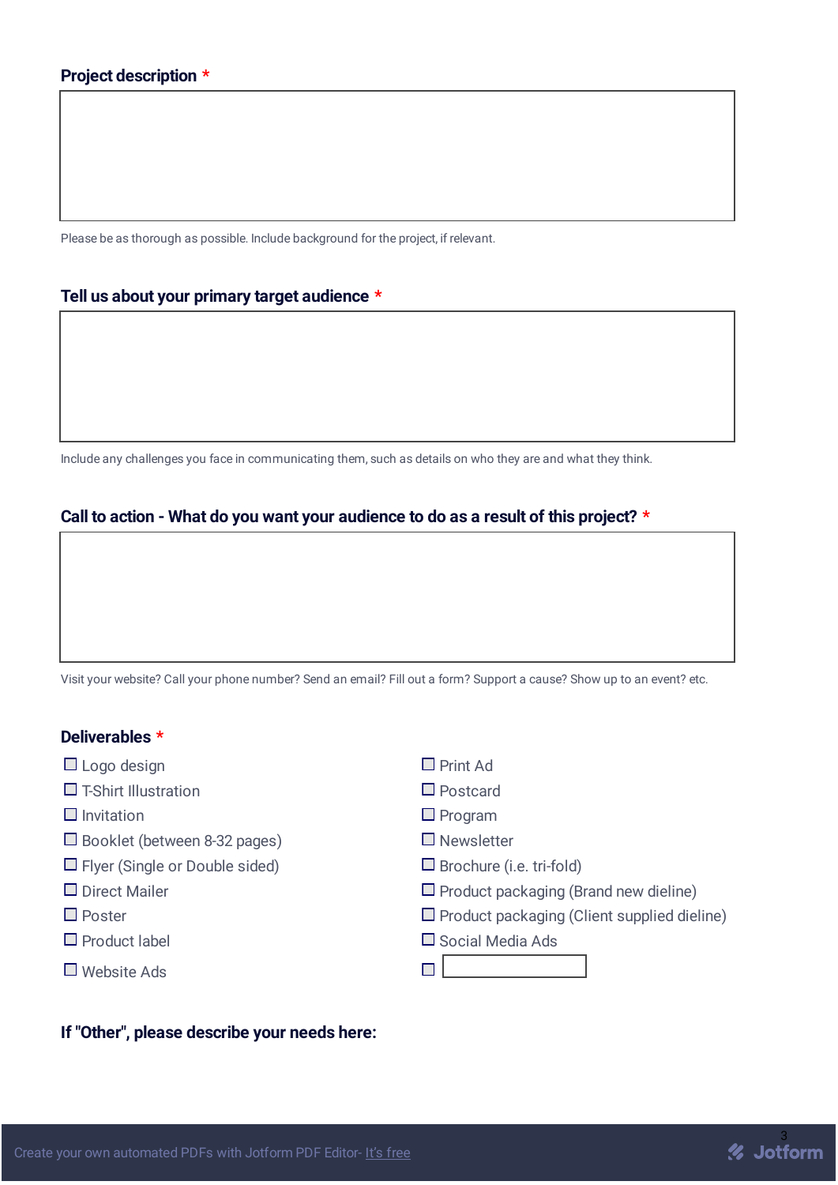**Project description** *

Please be as thorough as possible. Include background for the project, if relevant.

**Tell us about your primary target audience** *

Include any challenges you face in communicating them, such as details on who they are and what they think.

**Call to action - What do you want your audience to do as a result of this project?** *

Visit your website? Call your phone number? Send an email? Fill out a form? Support a cause? Show up to an event? etc.

**Deliverables** *

- ☐ Logo design
- ☐ T-Shirt Illustration
- ☐ Invitation
- ☐ Booklet (between 8-32 pages)
- ☐ Flyer (Single or Double sided)
- ☐ Direct Mailer
- ☐ Poster
- ☐ Product label
- ☐ Website Ads
- ☐ Print Ad
- ☐ Postcard
- ☐ Program
- ☐ Newsletter
- ☐ Brochure (i.e. tri-fold)
- ☐ Product packaging (Brand new dieline)
- ☐ Product packaging (Client supplied dieline)
- ☐ Social Media Ads
- ☐ ______

**If "Other", please describe your needs here:**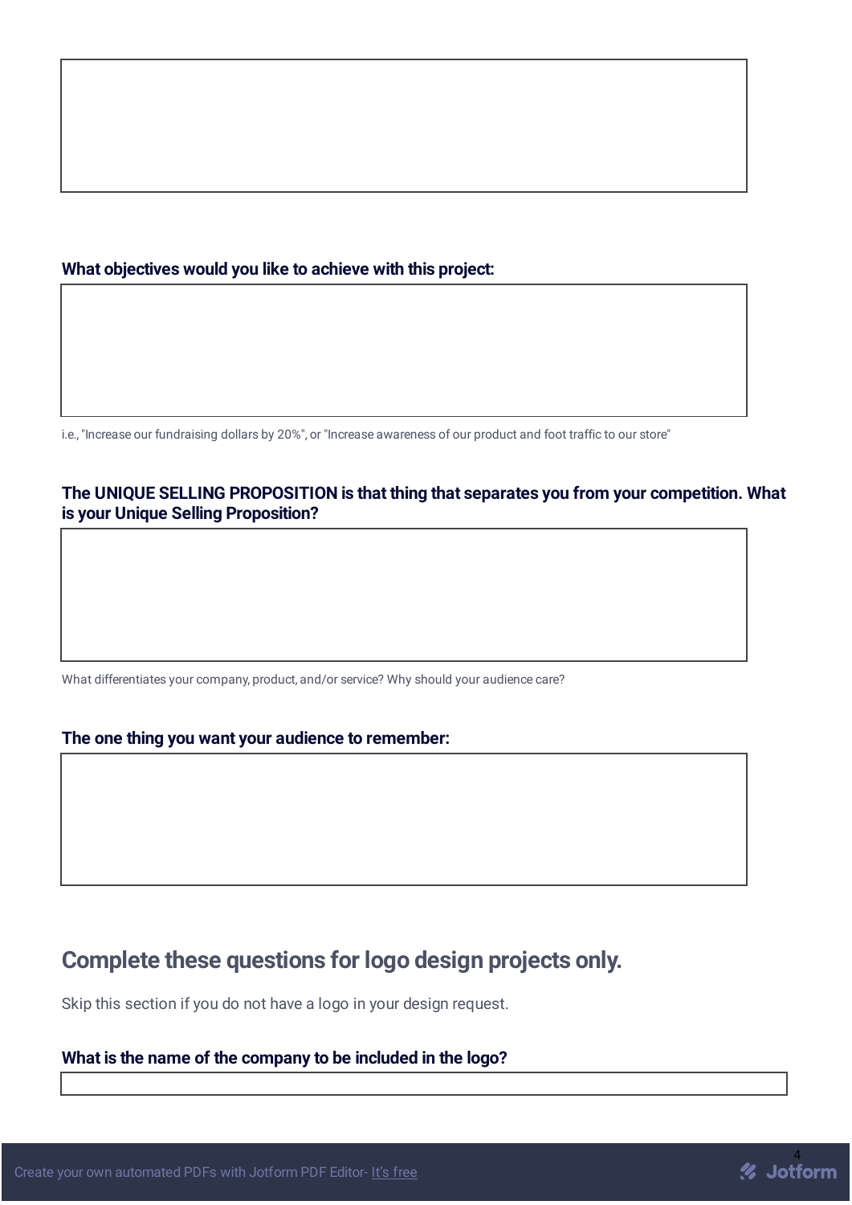**What objectives would you like to achieve with this project:**

i.e., "Increase our fundraising dollars by 20%", or "Increase awareness of our product and foot traffic to our store"

**The UNIQUE SELLING PROPOSITION is that thing that separates you from your competition. What is your Unique Selling Proposition?**

What differentiates your company, product, and/or service? Why should your audience care?

**The one thing you want your audience to remember:**

## Complete these questions for logo design projects only.

Skip this section if you do not have a logo in your design request.

**What is the name of the company to be included in the logo?**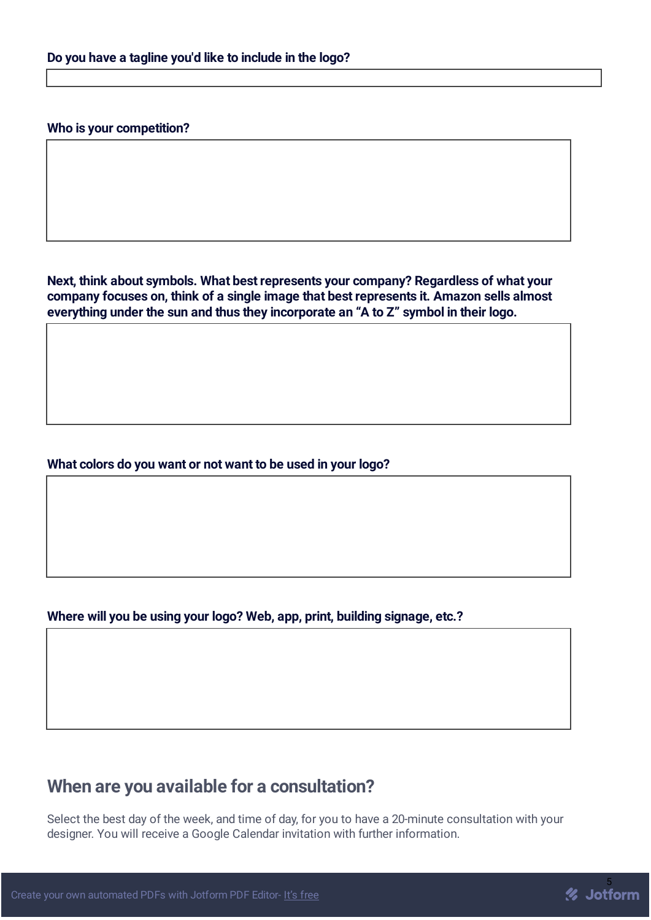**Do you have a tagline you'd like to include in the logo?**

**Who is your competition?**

**Next, think about symbols. What best represents your company? Regardless of what your company focuses on, think of a single image that best represents it. Amazon sells almost everything under the sun and thus they incorporate an "A to Z" symbol in their logo.**

**What colors do you want or not want to be used in your logo?**

**Where will you be using your logo? Web, app, print, building signage, etc.?**

## When are you available for a consultation?

Select the best day of the week, and time of day, for you to have a 20-minute consultation with your designer. You will receive a Google Calendar invitation with further information.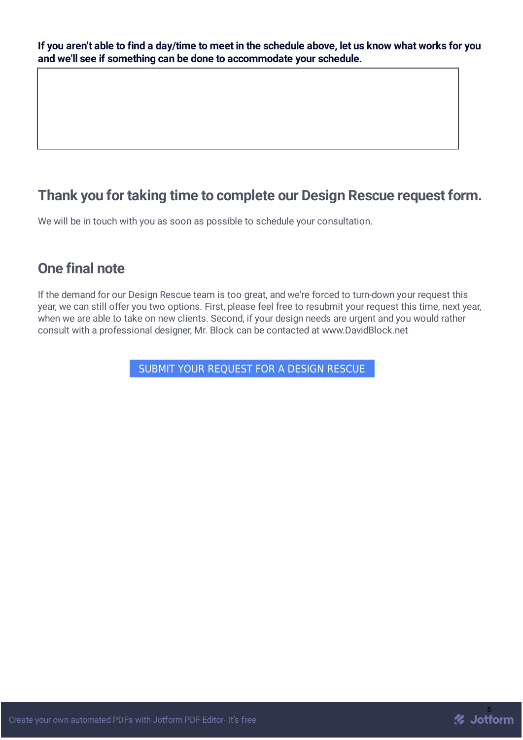**If you aren't able to find a day/time to meet in the schedule above, let us know what works for you and we'll see if something can be done to accommodate your schedule.**

## Thank you for taking time to complete our Design Rescue request form.

We will be in touch with you as soon as possible to schedule your consultation.

## One final note

If the demand for our Design Rescue team is too great, and we're forced to turn-down your request this year, we can still offer you two options. First, please feel free to resubmit your request this time, next year, when we are able to take on new clients. Second, if your design needs are urgent and you would rather consult with a professional designer, Mr. Block can be contacted at www.DavidBlock.net

SUBMIT YOUR REQUEST FOR A DESIGN RESCUE